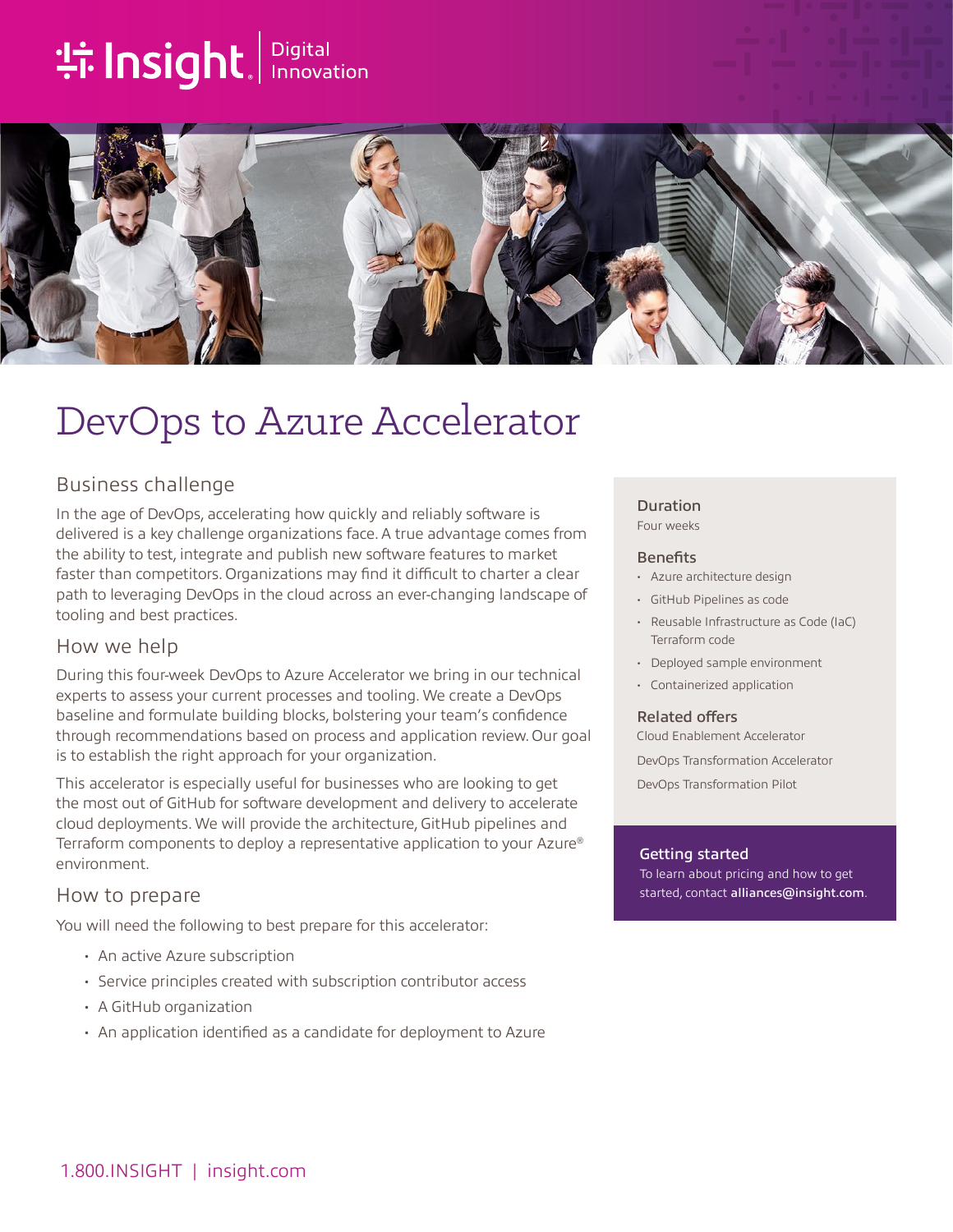# DevOps to Azure Accelerator

## Business challenge

In the age of DevOps, accelerating how quickly and reliably software is delivered is a key challenge organizations face. A true advantage comes from the ability to test, integrate and publish new software features to market faster than competitors. Organizations may find it difficult to charter a clear path to leveraging DevOps in the cloud across an ever-changing landscape of tooling and best practices.

## How we help

During this four-week DevOps to Azure Accelerator we bring in our technical experts to assess your current processes and tooling. We create a DevOps baseline and formulate building blocks, bolstering your team's confidence through recommendations based on process and application review. Our goal is to establish the right approach for your organization.

This accelerator is especially useful for businesses who are looking to get the most out of GitHub for software development and delivery to accelerate cloud deployments. We will provide the architecture, GitHub pipelines and Terraform components to deploy a representative application to your Azure® environment.

## How to prepare

You will need the following to best prepare for this accelerator:

- An active Azure subscription
- Service principles created with subscription contributor access
- A GitHub organization
- An application identified as a candidate for deployment to Azure

### Duration

Four weeks

### Benefits

- Azure architecture design
- GitHub Pipelines as code
- Reusable Infrastructure as Code (IaC) Terraform code
- Deployed sample environment
- Containerized application

### Related offers

Cloud Enablement Accelerator

DevOps Transformation Accelerator

DevOps Transformation Pilot

### Getting started

To learn about pricing and how to get started, contact **alliances@insight.com**.

1.800.INSIGHT | insight.com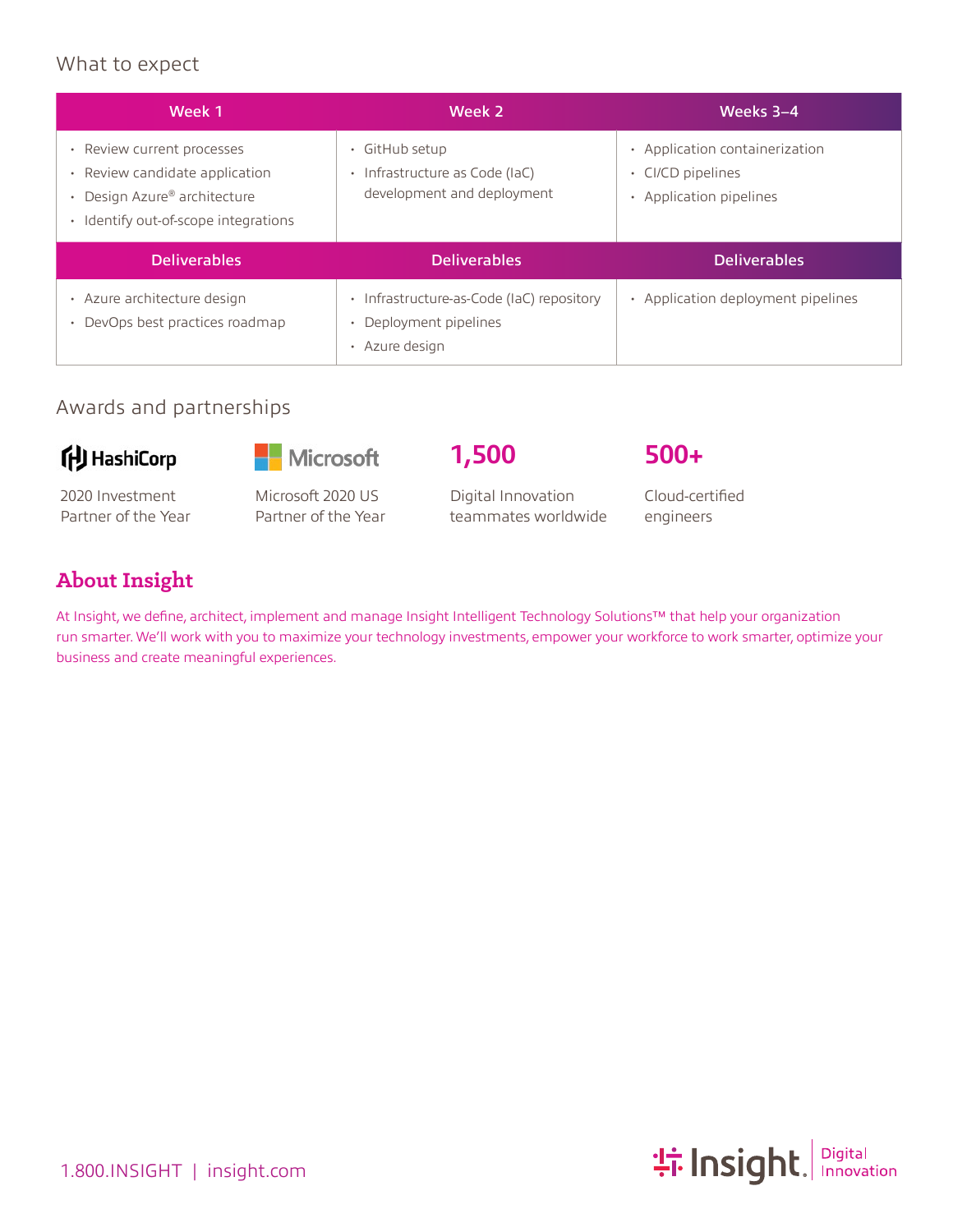## What to expect

| Week 1 | Week 2 | Weeks 3–4 |
|---|---|---|
| • Review current processes<br>• Review candidate application<br>• Design Azure® architecture<br>• Identify out-of-scope integrations | • GitHub setup<br>• Infrastructure as Code (IaC) development and deployment | • Application containerization<br>• CI/CD pipelines<br>• Application pipelines |
| **Deliverables** | **Deliverables** | **Deliverables** |
| • Azure architecture design<br>• DevOps best practices roadmap | • Infrastructure-as-Code (IaC) repository<br>• Deployment pipelines<br>• Azure design | • Application deployment pipelines |

## Awards and partnerships

**HashiCorp**
2020 Investment Partner of the Year

**Microsoft**
Microsoft 2020 US Partner of the Year

**1,500**
Digital Innovation teammates worldwide

**500+**
Cloud-certified engineers

## About Insight

At Insight, we define, architect, implement and manage Insight Intelligent Technology Solutions™ that help your organization run smarter. We'll work with you to maximize your technology investments, empower your workforce to work smarter, optimize your business and create meaningful experiences.

1.800.INSIGHT | insight.com

Insight. Digital Innovation